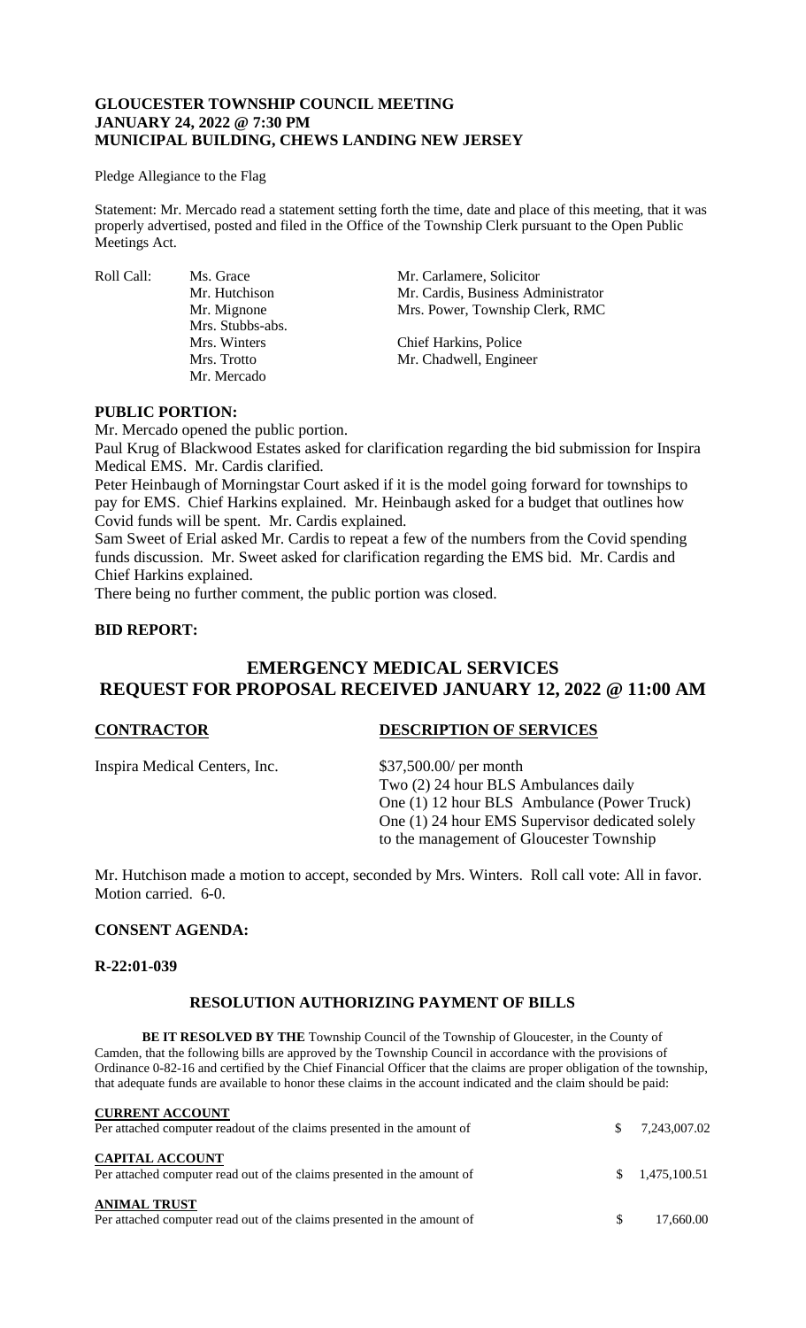**GLOUCESTER TOWNSHIP COUNCIL MEETING**
**JANUARY 24, 2022 @ 7:30 PM**
**MUNICIPAL BUILDING, CHEWS LANDING NEW JERSEY**

Pledge Allegiance to the Flag

Statement: Mr. Mercado read a statement setting forth the time, date and place of this meeting, that it was properly advertised, posted and filed in the Office of the Township Clerk pursuant to the Open Public Meetings Act.

| Roll Call: | Ms. Grace | Mr. Carlamere, Solicitor |
|---|---|---|
| | Mr. Hutchison | Mr. Cardis, Business Administrator |
| | Mr. Mignone | Mrs. Power, Township Clerk, RMC |
| | Mrs. Stubbs-abs. | |
| | Mrs. Winters | Chief Harkins, Police |
| | Mrs. Trotto | Mr. Chadwell, Engineer |
| | Mr. Mercado | |

**PUBLIC PORTION:**

Mr. Mercado opened the public portion.

Paul Krug of Blackwood Estates asked for clarification regarding the bid submission for Inspira Medical EMS. Mr. Cardis clarified.

Peter Heinbaugh of Morningstar Court asked if it is the model going forward for townships to pay for EMS. Chief Harkins explained. Mr. Heinbaugh asked for a budget that outlines how Covid funds will be spent. Mr. Cardis explained.

Sam Sweet of Erial asked Mr. Cardis to repeat a few of the numbers from the Covid spending funds discussion. Mr. Sweet asked for clarification regarding the EMS bid. Mr. Cardis and Chief Harkins explained.

There being no further comment, the public portion was closed.

**BID REPORT:**

## EMERGENCY MEDICAL SERVICES
## REQUEST FOR PROPOSAL RECEIVED JANUARY 12, 2022 @ 11:00 AM

| CONTRACTOR | DESCRIPTION OF SERVICES |
|---|---|
| Inspira Medical Centers, Inc. | $37,500.00/ per month<br>Two (2) 24 hour BLS Ambulances daily<br>One (1) 12 hour BLS Ambulance (Power Truck)<br>One (1) 24 hour EMS Supervisor dedicated solely to the management of Gloucester Township |

Mr. Hutchison made a motion to accept, seconded by Mrs. Winters. Roll call vote: All in favor. Motion carried. 6-0.

**CONSENT AGENDA:**

**R-22:01-039**

### RESOLUTION AUTHORIZING PAYMENT OF BILLS

**BE IT RESOLVED BY THE** Township Council of the Township of Gloucester, in the County of Camden, that the following bills are approved by the Township Council in accordance with the provisions of Ordinance 0-82-16 and certified by the Chief Financial Officer that the claims are proper obligation of the township, that adequate funds are available to honor these claims in the account indicated and the claim should be paid:

| | | |
|---|---|---|
| **CURRENT ACCOUNT**<br>Per attached computer readout of the claims presented in the amount of | $ | 7,243,007.02 |
| **CAPITAL ACCOUNT**<br>Per attached computer read out of the claims presented in the amount of | $ | 1,475,100.51 |
| **ANIMAL TRUST**<br>Per attached computer read out of the claims presented in the amount of | $ | 17,660.00 |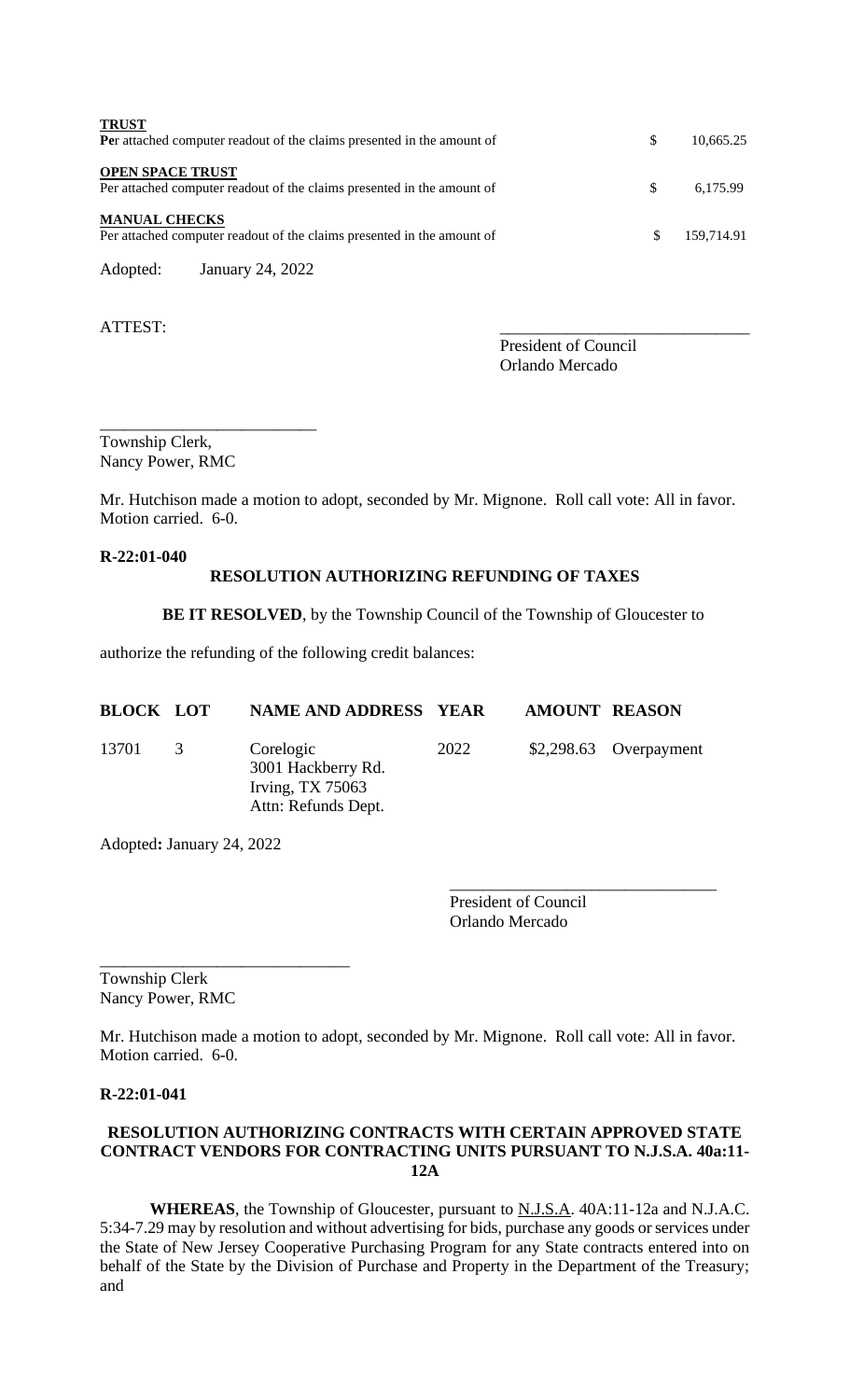**TRUST**
**Pe**r attached computer readout of the claims presented in the amount of $ 10,665.25

**OPEN SPACE TRUST**
Per attached computer readout of the claims presented in the amount of $ 6,175.99

**MANUAL CHECKS**
Per attached computer readout of the claims presented in the amount of $ 159,714.91

Adopted: January 24, 2022

ATTEST:

\_\_\_\_\_\_\_\_\_\_\_\_\_\_\_\_\_\_\_\_\_\_\_\_\_\_\_\_\_\_
President of Council
Orlando Mercado

\_\_\_\_\_\_\_\_\_\_\_\_\_\_\_\_\_\_\_\_\_\_\_\_\_\_
Township Clerk,
Nancy Power, RMC

Mr. Hutchison made a motion to adopt, seconded by Mr. Mignone. Roll call vote: All in favor. Motion carried. 6-0.

**R-22:01-040**

**RESOLUTION AUTHORIZING REFUNDING OF TAXES**

**BE IT RESOLVED**, by the Township Council of the Township of Gloucester to authorize the refunding of the following credit balances:

| BLOCK | LOT | NAME AND ADDRESS | YEAR | AMOUNT | REASON |
|---|---|---|---|---|---|
| 13701 | 3 | Corelogic<br>3001 Hackberry Rd.<br>Irving, TX 75063<br>Attn: Refunds Dept. | 2022 | $2,298.63 | Overpayment |

Adopted**:** January 24, 2022

\_\_\_\_\_\_\_\_\_\_\_\_\_\_\_\_\_\_\_\_\_\_\_\_\_\_\_\_\_\_\_\_
President of Council
Orlando Mercado

\_\_\_\_\_\_\_\_\_\_\_\_\_\_\_\_\_\_\_\_\_\_\_\_\_\_\_\_\_\_
Township Clerk
Nancy Power, RMC

Mr. Hutchison made a motion to adopt, seconded by Mr. Mignone. Roll call vote: All in favor. Motion carried. 6-0.

**R-22:01-041**

**RESOLUTION AUTHORIZING CONTRACTS WITH CERTAIN APPROVED STATE CONTRACT VENDORS FOR CONTRACTING UNITS PURSUANT TO N.J.S.A. 40a:11-12A**

**WHEREAS**, the Township of Gloucester, pursuant to N.J.S.A. 40A:11-12a and N.J.A.C. 5:34-7.29 may by resolution and without advertising for bids, purchase any goods or services under the State of New Jersey Cooperative Purchasing Program for any State contracts entered into on behalf of the State by the Division of Purchase and Property in the Department of the Treasury; and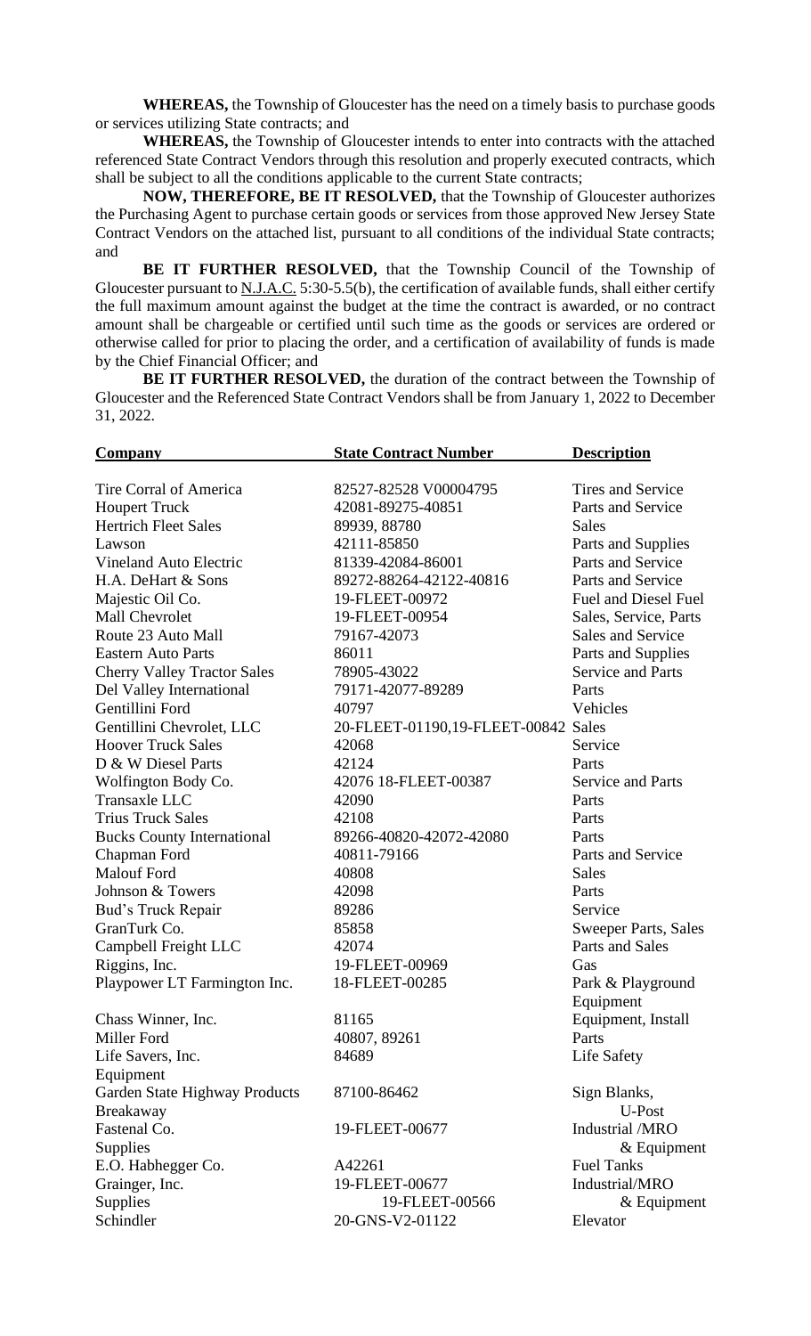**WHEREAS,** the Township of Gloucester has the need on a timely basis to purchase goods or services utilizing State contracts; and

**WHEREAS,** the Township of Gloucester intends to enter into contracts with the attached referenced State Contract Vendors through this resolution and properly executed contracts, which shall be subject to all the conditions applicable to the current State contracts;

**NOW, THEREFORE, BE IT RESOLVED,** that the Township of Gloucester authorizes the Purchasing Agent to purchase certain goods or services from those approved New Jersey State Contract Vendors on the attached list, pursuant to all conditions of the individual State contracts; and

**BE IT FURTHER RESOLVED,** that the Township Council of the Township of Gloucester pursuant to N.J.A.C. 5:30-5.5(b), the certification of available funds, shall either certify the full maximum amount against the budget at the time the contract is awarded, or no contract amount shall be chargeable or certified until such time as the goods or services are ordered or otherwise called for prior to placing the order, and a certification of availability of funds is made by the Chief Financial Officer; and

**BE IT FURTHER RESOLVED,** the duration of the contract between the Township of Gloucester and the Referenced State Contract Vendors shall be from January 1, 2022 to December 31, 2022.

| Company | State Contract Number | Description |
|---|---|---|
| Tire Corral of America | 82527-82528 V00004795 | Tires and Service |
| Houpert Truck | 42081-89275-40851 | Parts and Service |
| Hertrich Fleet Sales | 89939, 88780 | Sales |
| Lawson | 42111-85850 | Parts and Supplies |
| Vineland Auto Electric | 81339-42084-86001 | Parts and Service |
| H.A. DeHart & Sons | 89272-88264-42122-40816 | Parts and Service |
| Majestic Oil Co. | 19-FLEET-00972 | Fuel and Diesel Fuel |
| Mall Chevrolet | 19-FLEET-00954 | Sales, Service, Parts |
| Route 23 Auto Mall | 79167-42073 | Sales and Service |
| Eastern Auto Parts | 86011 | Parts and Supplies |
| Cherry Valley Tractor Sales | 78905-43022 | Service and Parts |
| Del Valley International | 79171-42077-89289 | Parts |
| Gentillini Ford | 40797 | Vehicles |
| Gentillini Chevrolet, LLC | 20-FLEET-01190,19-FLEET-00842 | Sales |
| Hoover Truck Sales | 42068 | Service |
| D & W Diesel Parts | 42124 | Parts |
| Wolfington Body Co. | 42076 18-FLEET-00387 | Service and Parts |
| Transaxle LLC | 42090 | Parts |
| Trius Truck Sales | 42108 | Parts |
| Bucks County International | 89266-40820-42072-42080 | Parts |
| Chapman Ford | 40811-79166 | Parts and Service |
| Malouf Ford | 40808 | Sales |
| Johnson & Towers | 42098 | Parts |
| Bud's Truck Repair | 89286 | Service |
| GranTurk Co. | 85858 | Sweeper Parts, Sales |
| Campbell Freight LLC | 42074 | Parts and Sales |
| Riggins, Inc. | 19-FLEET-00969 | Gas |
| Playpower LT Farmington Inc. | 18-FLEET-00285 | Park & Playground Equipment |
| Chass Winner, Inc. | 81165 | Equipment, Install |
| Miller Ford | 40807, 89261 | Parts |
| Life Savers, Inc. | 84689 | Life Safety Equipment |
| Garden State Highway Products | 87100-86462 | Sign Blanks, Breakaway U-Post |
| Fastenal Co. | 19-FLEET-00677 | Industrial /MRO Supplies & Equipment |
| E.O. Habhegger Co. | A42261 | Fuel Tanks |
| Grainger, Inc. | 19-FLEET-00677 19-FLEET-00566 | Industrial/MRO Supplies & Equipment |
| Schindler | 20-GNS-V2-01122 | Elevator |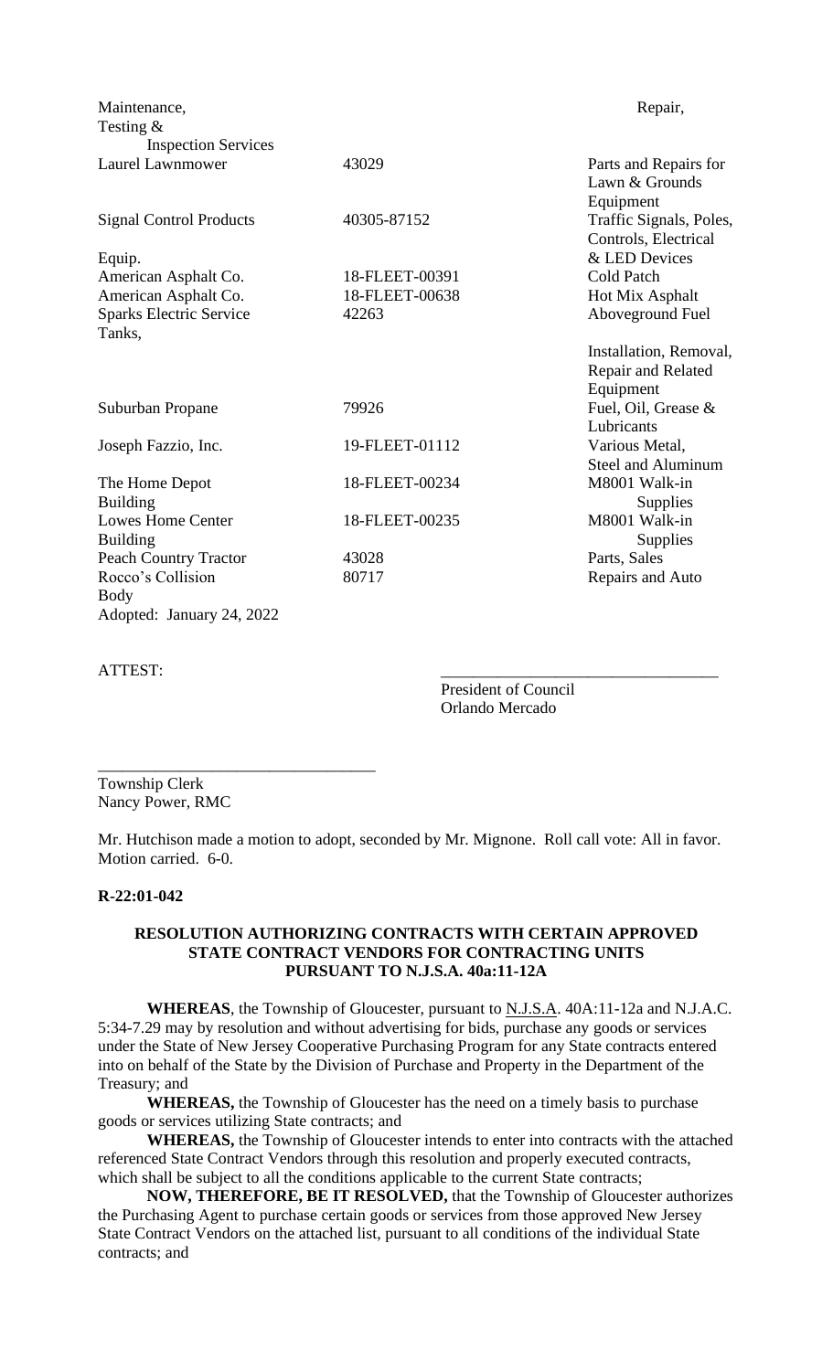| | | |
|---|---|---|
| Maintenance, Testing & Inspection Services | | Repair, |
| Laurel Lawnmower | 43029 | Parts and Repairs for Lawn & Grounds Equipment |
| Signal Control Products | 40305-87152 | Traffic Signals, Poles, Controls, Electrical |
| Equip. | | & LED Devices |
| American Asphalt Co. | 18-FLEET-00391 | Cold Patch |
| American Asphalt Co. | 18-FLEET-00638 | Hot Mix Asphalt |
| Sparks Electric Service | 42263 | Aboveground Fuel |
| Tanks, | | Installation, Removal, Repair and Related Equipment |
| Suburban Propane | 79926 | Fuel, Oil, Grease & Lubricants |
| Joseph Fazzio, Inc. | 19-FLEET-01112 | Various Metal, Steel and Aluminum |
| The Home Depot | 18-FLEET-00234 | M8001 Walk-in |
| Building | | Supplies |
| Lowes Home Center | 18-FLEET-00235 | M8001 Walk-in |
| Building | | Supplies |
| Peach Country Tractor | 43028 | Parts, Sales |
| Rocco's Collision | 80717 | Repairs and Auto |
| Body | | |

Adopted: January 24, 2022

ATTEST:

\_\_\_\_\_\_\_\_\_\_\_\_\_\_\_\_\_\_\_\_\_\_\_\_\_\_\_\_\_\_\_\_\_\_
President of Council
Orlando Mercado

\_\_\_\_\_\_\_\_\_\_\_\_\_\_\_\_\_\_\_\_\_\_\_\_\_\_\_\_\_\_\_\_\_\_
Township Clerk
Nancy Power, RMC

Mr. Hutchison made a motion to adopt, seconded by Mr. Mignone. Roll call vote: All in favor. Motion carried. 6-0.

**R-22:01-042**

**RESOLUTION AUTHORIZING CONTRACTS WITH CERTAIN APPROVED STATE CONTRACT VENDORS FOR CONTRACTING UNITS PURSUANT TO N.J.S.A. 40a:11-12A**

**WHEREAS**, the Township of Gloucester, pursuant to N.J.S.A. 40A:11-12a and N.J.A.C. 5:34-7.29 may by resolution and without advertising for bids, purchase any goods or services under the State of New Jersey Cooperative Purchasing Program for any State contracts entered into on behalf of the State by the Division of Purchase and Property in the Department of the Treasury; and

**WHEREAS,** the Township of Gloucester has the need on a timely basis to purchase goods or services utilizing State contracts; and

**WHEREAS,** the Township of Gloucester intends to enter into contracts with the attached referenced State Contract Vendors through this resolution and properly executed contracts, which shall be subject to all the conditions applicable to the current State contracts;

**NOW, THEREFORE, BE IT RESOLVED,** that the Township of Gloucester authorizes the Purchasing Agent to purchase certain goods or services from those approved New Jersey State Contract Vendors on the attached list, pursuant to all conditions of the individual State contracts; and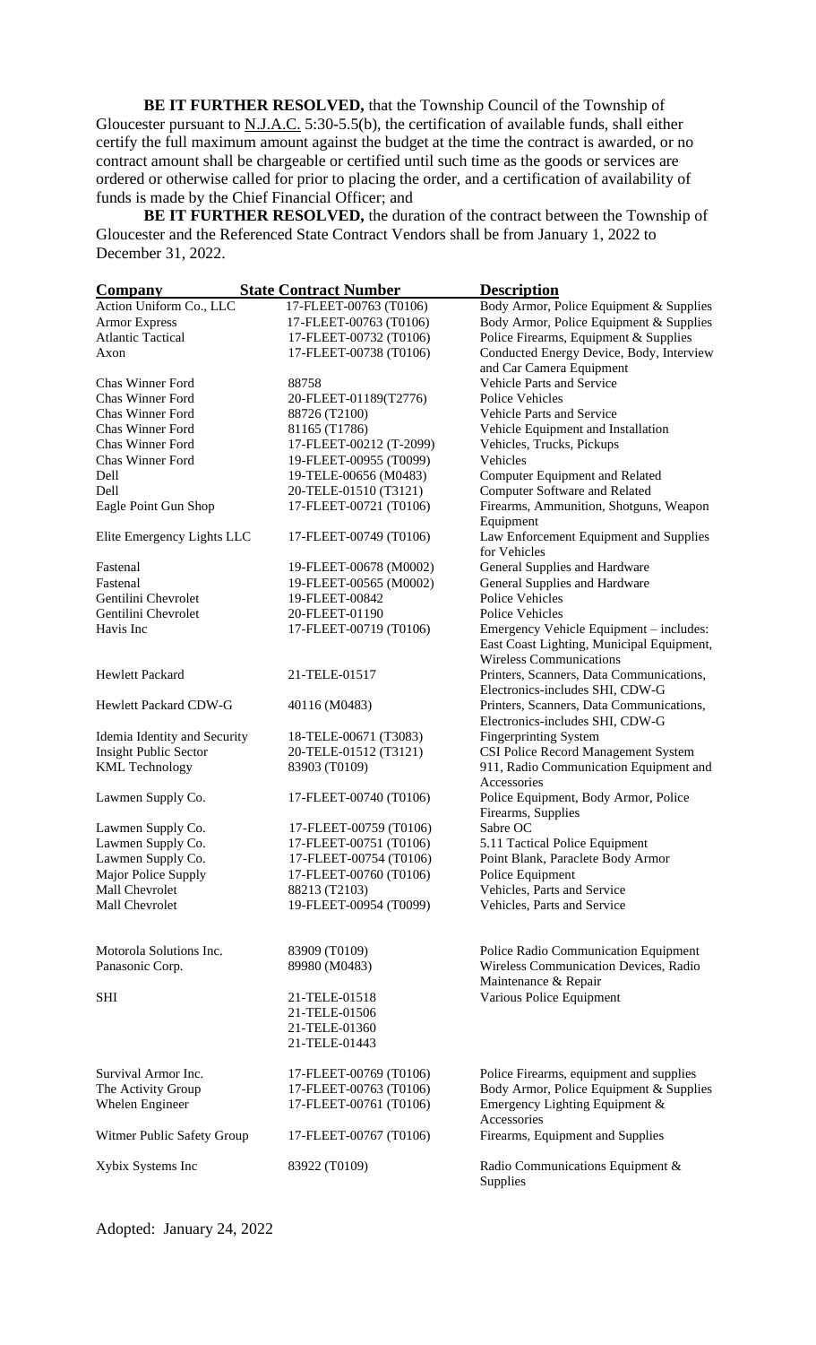**BE IT FURTHER RESOLVED,** that the Township Council of the Township of Gloucester pursuant to N.J.A.C. 5:30-5.5(b), the certification of available funds, shall either certify the full maximum amount against the budget at the time the contract is awarded, or no contract amount shall be chargeable or certified until such time as the goods or services are ordered or otherwise called for prior to placing the order, and a certification of availability of funds is made by the Chief Financial Officer; and

**BE IT FURTHER RESOLVED,** the duration of the contract between the Township of Gloucester and the Referenced State Contract Vendors shall be from January 1, 2022 to December 31, 2022.

| Company | State Contract Number | Description |
| --- | --- | --- |
| Action Uniform Co., LLC | 17-FLEET-00763 (T0106) | Body Armor, Police Equipment & Supplies |
| Armor Express | 17-FLEET-00763 (T0106) | Body Armor, Police Equipment & Supplies |
| Atlantic Tactical | 17-FLEET-00732 (T0106) | Police Firearms, Equipment & Supplies |
| Axon | 17-FLEET-00738 (T0106) | Conducted Energy Device, Body, Interview and Car Camera Equipment |
| Chas Winner Ford | 88758 | Vehicle Parts and Service |
| Chas Winner Ford | 20-FLEET-01189(T2776) | Police Vehicles |
| Chas Winner Ford | 88726 (T2100) | Vehicle Parts and Service |
| Chas Winner Ford | 81165 (T1786) | Vehicle Equipment and Installation |
| Chas Winner Ford | 17-FLEET-00212 (T-2099) | Vehicles, Trucks, Pickups |
| Chas Winner Ford | 19-FLEET-00955 (T0099) | Vehicles |
| Dell | 19-TELE-00656 (M0483) | Computer Equipment and Related |
| Dell | 20-TELE-01510 (T3121) | Computer Software and Related |
| Eagle Point Gun Shop | 17-FLEET-00721 (T0106) | Firearms, Ammunition, Shotguns, Weapon Equipment |
| Elite Emergency Lights LLC | 17-FLEET-00749 (T0106) | Law Enforcement Equipment and Supplies for Vehicles |
| Fastenal | 19-FLEET-00678 (M0002) | General Supplies and Hardware |
| Fastenal | 19-FLEET-00565 (M0002) | General Supplies and Hardware |
| Gentilini Chevrolet | 19-FLEET-00842 | Police Vehicles |
| Gentilini Chevrolet | 20-FLEET-01190 | Police Vehicles |
| Havis Inc | 17-FLEET-00719 (T0106) | Emergency Vehicle Equipment – includes: East Coast Lighting, Municipal Equipment, Wireless Communications |
| Hewlett Packard | 21-TELE-01517 | Printers, Scanners, Data Communications, Electronics-includes SHI, CDW-G |
| Hewlett Packard CDW-G | 40116 (M0483) | Printers, Scanners, Data Communications, Electronics-includes SHI, CDW-G |
| Idemia Identity and Security | 18-TELE-00671 (T3083) | Fingerprinting System |
| Insight Public Sector | 20-TELE-01512 (T3121) | CSI Police Record Management System |
| KML Technology | 83903 (T0109) | 911, Radio Communication Equipment and Accessories |
| Lawmen Supply Co. | 17-FLEET-00740 (T0106) | Police Equipment, Body Armor, Police Firearms, Supplies |
| Lawmen Supply Co. | 17-FLEET-00759 (T0106) | Sabre OC |
| Lawmen Supply Co. | 17-FLEET-00751 (T0106) | 5.11 Tactical Police Equipment |
| Lawmen Supply Co. | 17-FLEET-00754 (T0106) | Point Blank, Paraclete Body Armor |
| Major Police Supply | 17-FLEET-00760 (T0106) | Police Equipment |
| Mall Chevrolet | 88213 (T2103) | Vehicles, Parts and Service |
| Mall Chevrolet | 19-FLEET-00954 (T0099) | Vehicles, Parts and Service |
| Motorola Solutions Inc. | 83909 (T0109) | Police Radio Communication Equipment |
| Panasonic Corp. | 89980 (M0483) | Wireless Communication Devices, Radio Maintenance & Repair |
| SHI | 21-TELE-01518<br>21-TELE-01506<br>21-TELE-01360<br>21-TELE-01443 | Various Police Equipment |
| Survival Armor Inc. | 17-FLEET-00769 (T0106) | Police Firearms, equipment and supplies |
| The Activity Group | 17-FLEET-00763 (T0106) | Body Armor, Police Equipment & Supplies |
| Whelen Engineer | 17-FLEET-00761 (T0106) | Emergency Lighting Equipment & Accessories |
| Witmer Public Safety Group | 17-FLEET-00767 (T0106) | Firearms, Equipment and Supplies |
| Xybix Systems Inc | 83922 (T0109) | Radio Communications Equipment & Supplies |

Adopted: January 24, 2022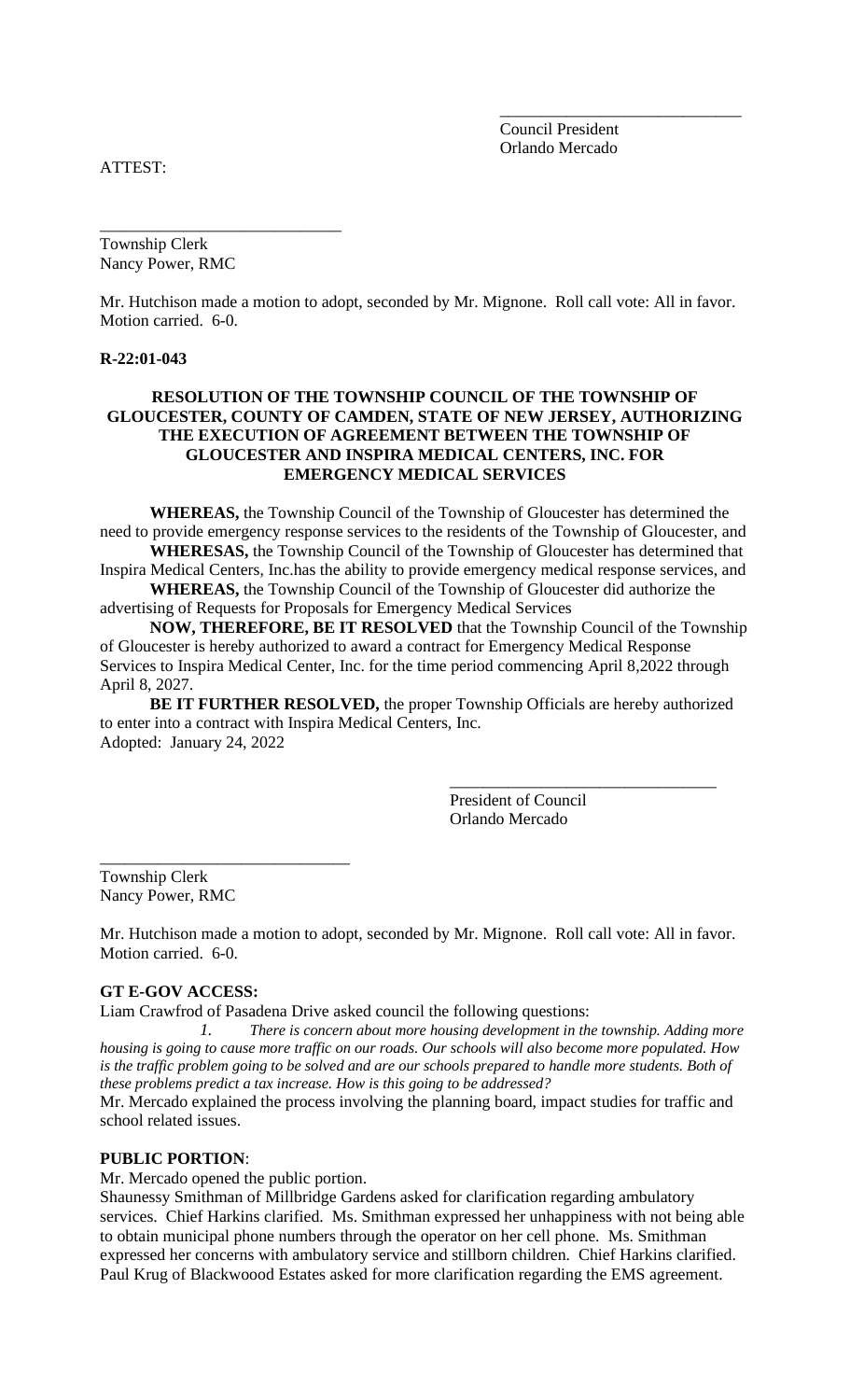\_\_\_\_\_\_\_\_\_\_\_\_\_\_\_\_\_\_\_\_\_\_\_\_\_\_\_\_\_\_
Council President
Orlando Mercado

ATTEST:

\_\_\_\_\_\_\_\_\_\_\_\_\_\_\_\_\_\_\_\_\_\_\_\_\_\_\_\_\_\_
Township Clerk
Nancy Power, RMC

Mr. Hutchison made a motion to adopt, seconded by Mr. Mignone. Roll call vote: All in favor. Motion carried. 6-0.

**R-22:01-043**

**RESOLUTION OF THE TOWNSHIP COUNCIL OF THE TOWNSHIP OF GLOUCESTER, COUNTY OF CAMDEN, STATE OF NEW JERSEY, AUTHORIZING THE EXECUTION OF AGREEMENT BETWEEN THE TOWNSHIP OF GLOUCESTER AND INSPIRA MEDICAL CENTERS, INC. FOR EMERGENCY MEDICAL SERVICES**

**WHEREAS,** the Township Council of the Township of Gloucester has determined the need to provide emergency response services to the residents of the Township of Gloucester, and

**WHERESAS,** the Township Council of the Township of Gloucester has determined that Inspira Medical Centers, Inc.has the ability to provide emergency medical response services, and

**WHEREAS,** the Township Council of the Township of Gloucester did authorize the advertising of Requests for Proposals for Emergency Medical Services

**NOW, THEREFORE, BE IT RESOLVED** that the Township Council of the Township of Gloucester is hereby authorized to award a contract for Emergency Medical Response Services to Inspira Medical Center, Inc. for the time period commencing April 8,2022 through April 8, 2027.

**BE IT FURTHER RESOLVED,** the proper Township Officials are hereby authorized to enter into a contract with Inspira Medical Centers, Inc.

Adopted: January 24, 2022

\_\_\_\_\_\_\_\_\_\_\_\_\_\_\_\_\_\_\_\_\_\_\_\_\_\_\_\_\_\_
President of Council
Orlando Mercado

\_\_\_\_\_\_\_\_\_\_\_\_\_\_\_\_\_\_\_\_\_\_\_\_\_\_\_\_\_\_
Township Clerk
Nancy Power, RMC

Mr. Hutchison made a motion to adopt, seconded by Mr. Mignone. Roll call vote: All in favor. Motion carried. 6-0.

**GT E-GOV ACCESS:**

Liam Crawfrod of Pasadena Drive asked council the following questions:

1. *There is concern about more housing development in the township. Adding more housing is going to cause more traffic on our roads. Our schools will also become more populated. How is the traffic problem going to be solved and are our schools prepared to handle more students. Both of these problems predict a tax increase. How is this going to be addressed?*

Mr. Mercado explained the process involving the planning board, impact studies for traffic and school related issues.

**PUBLIC PORTION**:

Mr. Mercado opened the public portion.

Shaunessy Smithman of Millbridge Gardens asked for clarification regarding ambulatory services. Chief Harkins clarified. Ms. Smithman expressed her unhappiness with not being able to obtain municipal phone numbers through the operator on her cell phone. Ms. Smithman expressed her concerns with ambulatory service and stillborn children. Chief Harkins clarified. Paul Krug of Blackwoood Estates asked for more clarification regarding the EMS agreement.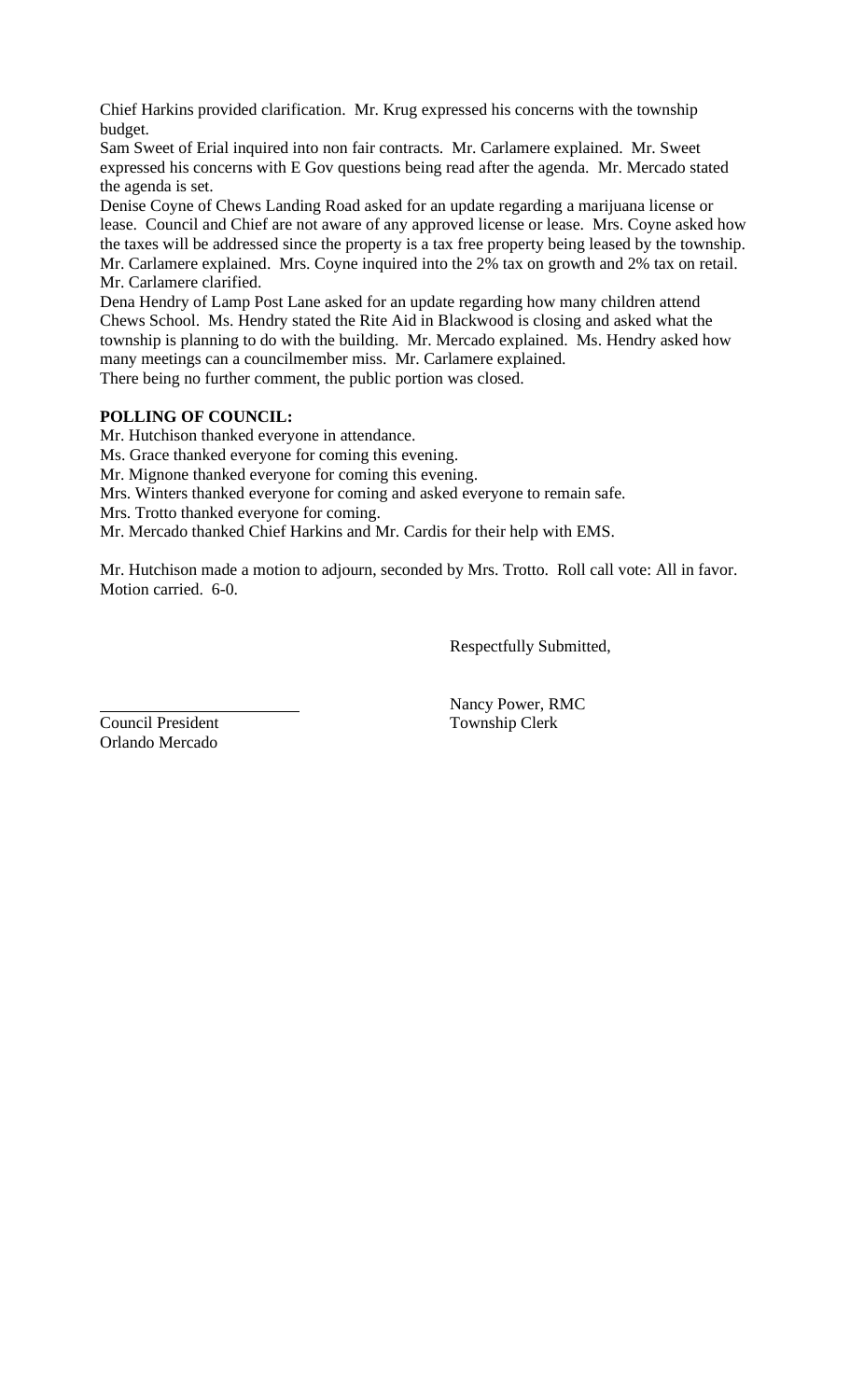Chief Harkins provided clarification. Mr. Krug expressed his concerns with the township budget.

Sam Sweet of Erial inquired into non fair contracts. Mr. Carlamere explained. Mr. Sweet expressed his concerns with E Gov questions being read after the agenda. Mr. Mercado stated the agenda is set.

Denise Coyne of Chews Landing Road asked for an update regarding a marijuana license or lease. Council and Chief are not aware of any approved license or lease. Mrs. Coyne asked how the taxes will be addressed since the property is a tax free property being leased by the township. Mr. Carlamere explained. Mrs. Coyne inquired into the 2% tax on growth and 2% tax on retail. Mr. Carlamere clarified.

Dena Hendry of Lamp Post Lane asked for an update regarding how many children attend Chews School. Ms. Hendry stated the Rite Aid in Blackwood is closing and asked what the township is planning to do with the building. Mr. Mercado explained. Ms. Hendry asked how many meetings can a councilmember miss. Mr. Carlamere explained.

There being no further comment, the public portion was closed.

**POLLING OF COUNCIL:**

Mr. Hutchison thanked everyone in attendance.

Ms. Grace thanked everyone for coming this evening.

Mr. Mignone thanked everyone for coming this evening.

Mrs. Winters thanked everyone for coming and asked everyone to remain safe.

Mrs. Trotto thanked everyone for coming.

Mr. Mercado thanked Chief Harkins and Mr. Cardis for their help with EMS.

Mr. Hutchison made a motion to adjourn, seconded by Mrs. Trotto. Roll call vote: All in favor. Motion carried. 6-0.

Respectfully Submitted,

Nancy Power, RMC
Township Clerk

\_\_\_\_\_\_\_\_\_\_\_\_\_\_\_\_\_\_\_\_\_\_\_\_
Council President
Orlando Mercado